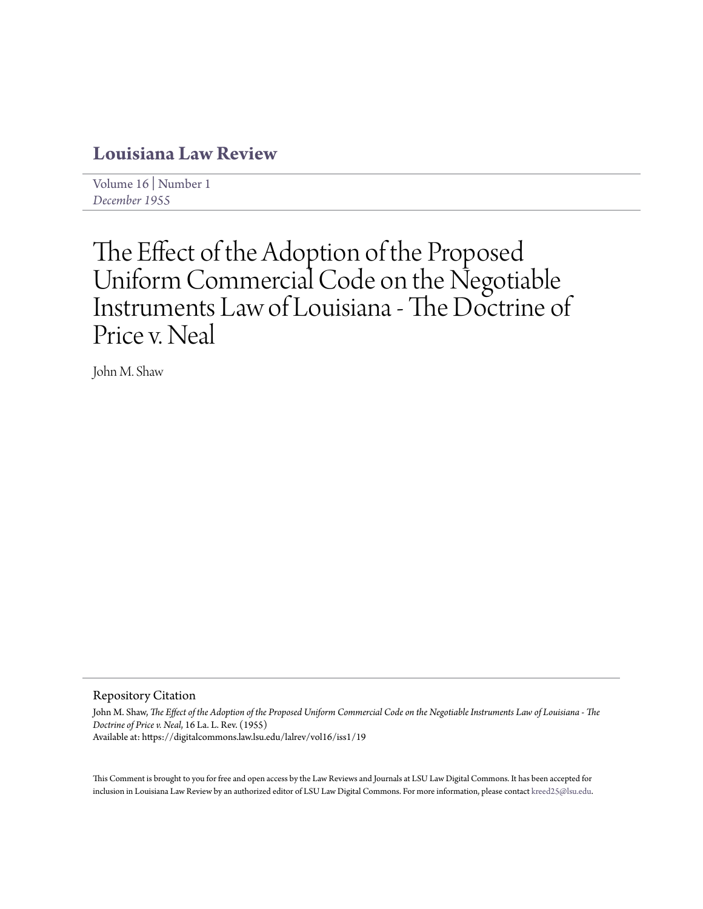# Louisiana Law Review

Volume 16 | Number 1
*December 1955*

# The Effect of the Adoption of the Proposed Uniform Commercial Code on the Negotiable Instruments Law of Louisiana - The Doctrine of Price v. Neal

John M. Shaw

## Repository Citation

John M. Shaw, *The Effect of the Adoption of the Proposed Uniform Commercial Code on the Negotiable Instruments Law of Louisiana - The Doctrine of Price v. Neal*, 16 La. L. Rev. (1955)
Available at: https://digitalcommons.law.lsu.edu/lalrev/vol16/iss1/19

This Comment is brought to you for free and open access by the Law Reviews and Journals at LSU Law Digital Commons. It has been accepted for inclusion in Louisiana Law Review by an authorized editor of LSU Law Digital Commons. For more information, please contact kreed25@lsu.edu.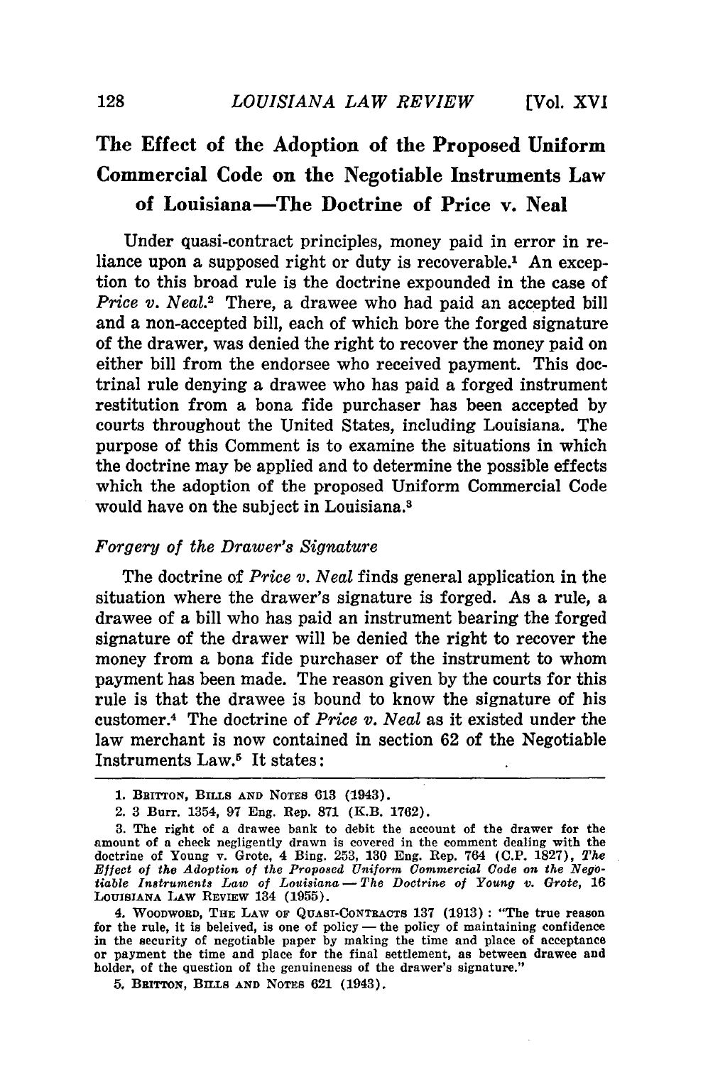## The Effect of the Adoption of the Proposed Uniform Commercial Code on the Negotiable Instruments Law of Louisiana—The Doctrine of Price v. Neal

Under quasi-contract principles, money paid in error in reliance upon a supposed right or duty is recoverable.[1] An exception to this broad rule is the doctrine expounded in the case of *Price v. Neal.*[2] There, a drawee who had paid an accepted bill and a non-accepted bill, each of which bore the forged signature of the drawer, was denied the right to recover the money paid on either bill from the endorsee who received payment. This doctrinal rule denying a drawee who has paid a forged instrument restitution from a bona fide purchaser has been accepted by courts throughout the United States, including Louisiana. The purpose of this Comment is to examine the situations in which the doctrine may be applied and to determine the possible effects which the adoption of the proposed Uniform Commercial Code would have on the subject in Louisiana.[3]

*Forgery of the Drawer's Signature*

The doctrine of *Price v. Neal* finds general application in the situation where the drawer's signature is forged. As a rule, a drawee of a bill who has paid an instrument bearing the forged signature of the drawer will be denied the right to recover the money from a bona fide purchaser of the instrument to whom payment has been made. The reason given by the courts for this rule is that the drawee is bound to know the signature of his customer.[4] The doctrine of *Price v. Neal* as it existed under the law merchant is now contained in section 62 of the Negotiable Instruments Law.[5] It states:

---

1. BRITTON, BILLS AND NOTES 613 (1943).

2. 3 Burr. 1354, 97 Eng. Rep. 871 (K.B. 1762).

3. The right of a drawee bank to debit the account of the drawer for the amount of a check negligently drawn is covered in the comment dealing with the doctrine of Young v. Grote, 4 Bing. 253, 130 Eng. Rep. 764 (C.P. 1827), *The Effect of the Adoption of the Proposed Uniform Commercial Code on the Negotiable Instruments Law of Louisiana — The Doctrine of Young v. Grote*, 16 LOUISIANA LAW REVIEW 134 (1955).

4. WOODWORD, THE LAW OF QUASI-CONTRACTS 137 (1913): "The true reason for the rule, it is beleived, is one of policy — the policy of maintaining confidence in the security of negotiable paper by making the time and place of acceptance or payment the time and place for the final settlement, as between drawee and holder, of the question of the genuineness of the drawer's signature."

5. BRITTON, BILLS AND NOTES 621 (1943).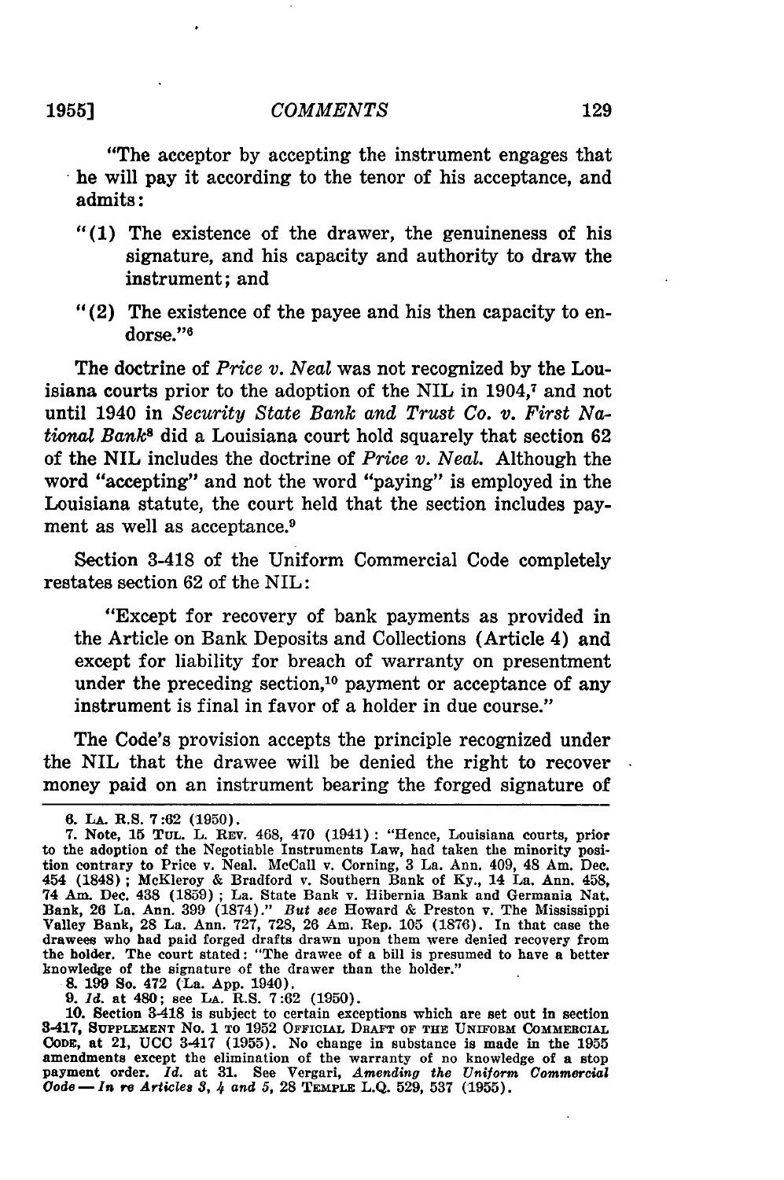"The acceptor by accepting the instrument engages that he will pay it according to the tenor of his acceptance, and admits:

"(1) The existence of the drawer, the genuineness of his signature, and his capacity and authority to draw the instrument; and

"(2) The existence of the payee and his then capacity to endorse."[6]

The doctrine of *Price v. Neal* was not recognized by the Louisiana courts prior to the adoption of the NIL in 1904,[7] and not until 1940 in *Security State Bank and Trust Co. v. First National Bank*[8] did a Louisiana court hold squarely that section 62 of the NIL includes the doctrine of *Price v. Neal.* Although the word "accepting" and not the word "paying" is employed in the Louisiana statute, the court held that the section includes payment as well as acceptance.[9]

Section 3-418 of the Uniform Commercial Code completely restates section 62 of the NIL:

"Except for recovery of bank payments as provided in the Article on Bank Deposits and Collections (Article 4) and except for liability for breach of warranty on presentment under the preceding section,[10] payment or acceptance of any instrument is final in favor of a holder in due course."

The Code's provision accepts the principle recognized under the NIL that the drawee will be denied the right to recover money paid on an instrument bearing the forged signature of

---

6. LA. R.S. 7:62 (1950).

7. Note, 15 TUL. L. REV. 468, 470 (1941): "Hence, Louisiana courts, prior to the adoption of the Negotiable Instruments Law, had taken the minority position contrary to Price v. Neal. McCall v. Corning, 3 La. Ann. 409, 48 Am. Dec. 454 (1848); McKleroy & Bradford v. Southern Bank of Ky., 14 La. Ann. 458, 74 Am. Dec. 438 (1859); La. State Bank v. Hibernia Bank and Germania Nat. Bank, 26 La. Ann. 399 (1874)." *But see* Howard & Preston v. The Mississippi Valley Bank, 28 La. Ann. 727, 728, 26 Am. Rep. 105 (1876). In that case the drawees who had paid forged drafts drawn upon them were denied recovery from the holder. The court stated: "The drawee of a bill is presumed to have a better knowledge of the signature of the drawer than the holder."

8. 199 So. 472 (La. App. 1940).

9. *Id.* at 480; see LA. R.S. 7:62 (1950).

10. Section 3-418 is subject to certain exceptions which are set out in section 3-417, SUPPLEMENT NO. 1 TO 1952 OFFICIAL DRAFT OF THE UNIFORM COMMERCIAL CODE, at 21, UCC 3-417 (1955). No change in substance is made in the 1955 amendments except the elimination of the warranty of no knowledge of a stop payment order. *Id.* at 31. See Vergari, *Amending the Uniform Commercial Code — In re Articles 3, 4 and 5,* 28 TEMPLE L.Q. 529, 537 (1955).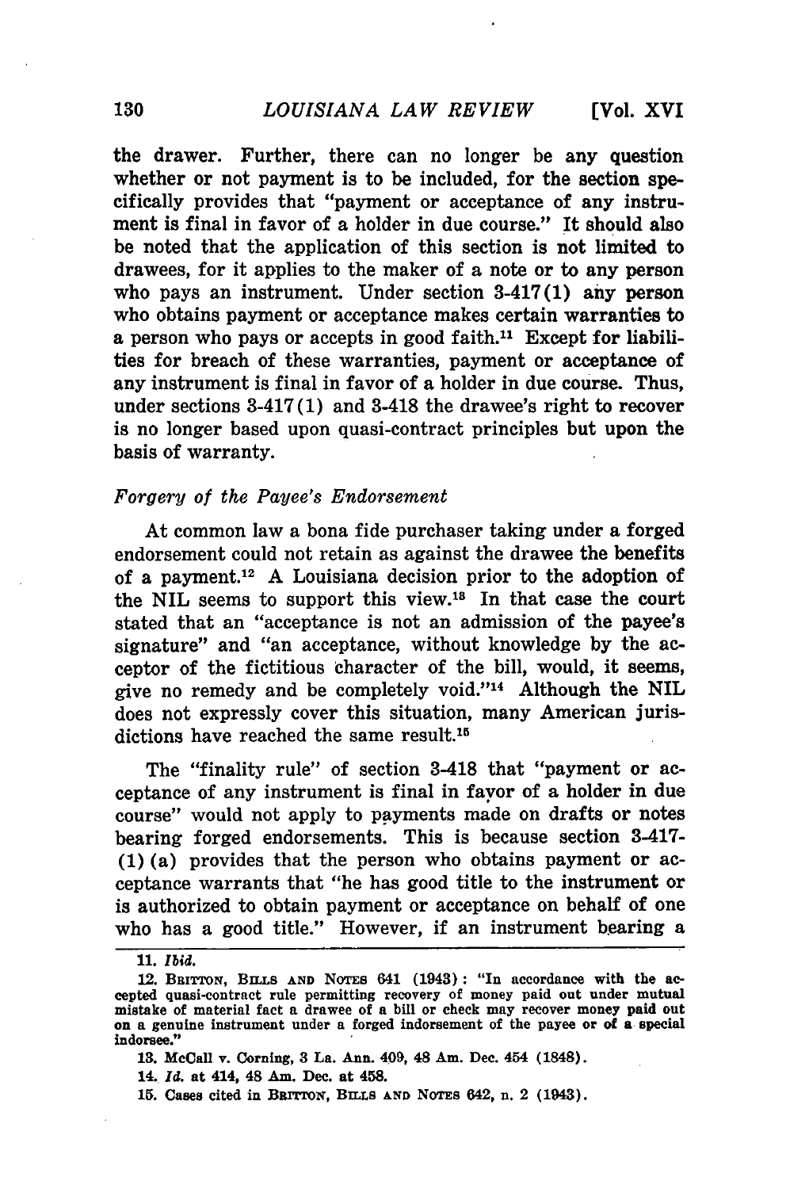the drawer. Further, there can no longer be any question whether or not payment is to be included, for the section specifically provides that "payment or acceptance of any instrument is final in favor of a holder in due course." It should also be noted that the application of this section is not limited to drawees, for it applies to the maker of a note or to any person who pays an instrument. Under section 3-417(1) any person who obtains payment or acceptance makes certain warranties to a person who pays or accepts in good faith.[11] Except for liabilities for breach of these warranties, payment or acceptance of any instrument is final in favor of a holder in due course. Thus, under sections 3-417(1) and 3-418 the drawee's right to recover is no longer based upon quasi-contract principles but upon the basis of warranty.

*Forgery of the Payee's Endorsement*

At common law a bona fide purchaser taking under a forged endorsement could not retain as against the drawee the benefits of a payment.[12] A Louisiana decision prior to the adoption of the NIL seems to support this view.[13] In that case the court stated that an "acceptance is not an admission of the payee's signature" and "an acceptance, without knowledge by the acceptor of the fictitious character of the bill, would, it seems, give no remedy and be completely void."[14] Although the NIL does not expressly cover this situation, many American jurisdictions have reached the same result.[15]

The "finality rule" of section 3-418 that "payment or acceptance of any instrument is final in favor of a holder in due course" would not apply to payments made on drafts or notes bearing forged endorsements. This is because section 3-417-(1)(a) provides that the person who obtains payment or acceptance warrants that "he has good title to the instrument or is authorized to obtain payment or acceptance on behalf of one who has a good title." However, if an instrument bearing a

---

11. *Ibid.*

12. BRITTON, BILLS AND NOTES 641 (1943): "In accordance with the accepted quasi-contract rule permitting recovery of money paid out under mutual mistake of material fact a drawee of a bill or check may recover money paid out on a genuine instrument under a forged indorsement of the payee or of a special indorsee."

13. McCall v. Corning, 3 La. Ann. 409, 48 Am. Dec. 454 (1848).

14. *Id.* at 414, 48 Am. Dec. at 458.

15. Cases cited in BRITTON, BILLS AND NOTES 642, n. 2 (1943).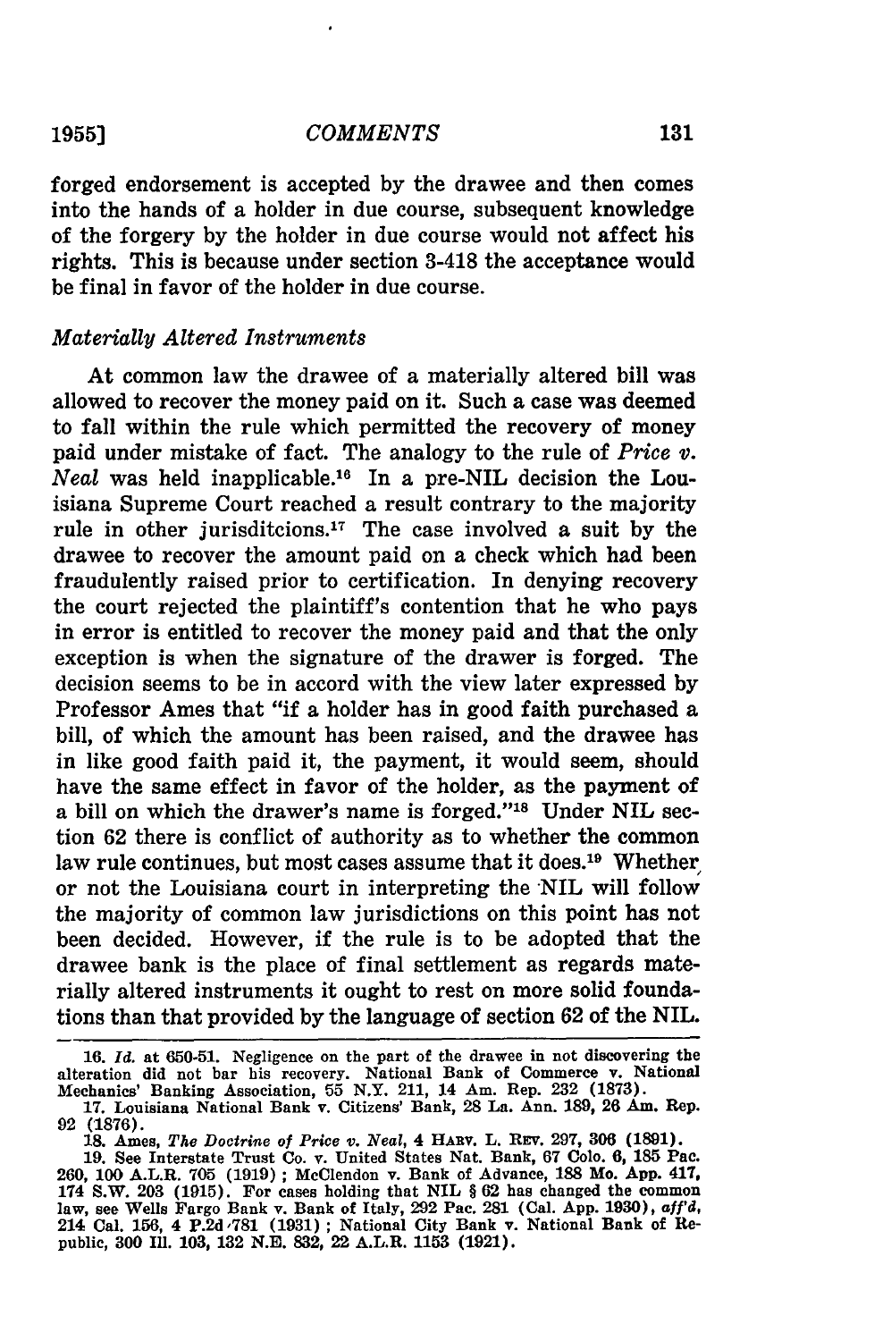forged endorsement is accepted by the drawee and then comes into the hands of a holder in due course, subsequent knowledge of the forgery by the holder in due course would not affect his rights. This is because under section 3-418 the acceptance would be final in favor of the holder in due course.

*Materially Altered Instruments*

At common law the drawee of a materially altered bill was allowed to recover the money paid on it. Such a case was deemed to fall within the rule which permitted the recovery of money paid under mistake of fact. The analogy to the rule of *Price v. Neal* was held inapplicable.[16] In a pre-NIL decision the Louisiana Supreme Court reached a result contrary to the majority rule in other jurisditcions.[17] The case involved a suit by the drawee to recover the amount paid on a check which had been fraudulently raised prior to certification. In denying recovery the court rejected the plaintiff's contention that he who pays in error is entitled to recover the money paid and that the only exception is when the signature of the drawer is forged. The decision seems to be in accord with the view later expressed by Professor Ames that "if a holder has in good faith purchased a bill, of which the amount has been raised, and the drawee has in like good faith paid it, the payment, it would seem, should have the same effect in favor of the holder, as the payment of a bill on which the drawer's name is forged."[18] Under NIL section 62 there is conflict of authority as to whether the common law rule continues, but most cases assume that it does.[19] Whether or not the Louisiana court in interpreting the NIL will follow the majority of common law jurisdictions on this point has not been decided. However, if the rule is to be adopted that the drawee bank is the place of final settlement as regards materially altered instruments it ought to rest on more solid foundations than that provided by the language of section 62 of the NIL.

---

16. *Id.* at 650-51. Negligence on the part of the drawee in not discovering the alteration did not bar his recovery. National Bank of Commerce v. National Mechanics' Banking Association, 55 N.Y. 211, 14 Am. Rep. 232 (1873).

17. Louisiana National Bank v. Citizens' Bank, 28 La. Ann. 189, 26 Am. Rep. 92 (1876).

18. Ames, *The Doctrine of Price v. Neal*, 4 HARV. L. REV. 297, 306 (1891).

19. See Interstate Trust Co. v. United States Nat. Bank, 67 Colo. 6, 185 Pac. 260, 100 A.L.R. 705 (1919); McClendon v. Bank of Advance, 188 Mo. App. 417, 174 S.W. 203 (1915). For cases holding that NIL § 62 has changed the common law, see Wells Fargo Bank v. Bank of Italy, 292 Pac. 281 (Cal. App. 1930), *aff'd*, 214 Cal. 156, 4 P.2d 781 (1931); National City Bank v. National Bank of Republic, 300 Ill. 103, 132 N.E. 832, 22 A.L.R. 1153 (1921).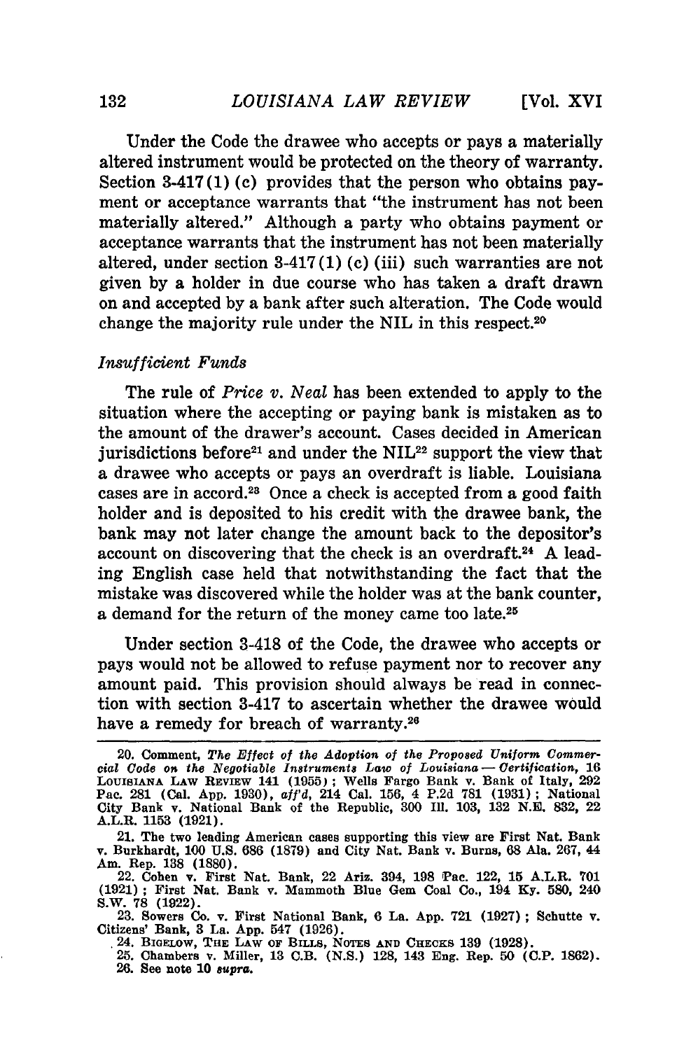Under the Code the drawee who accepts or pays a materially altered instrument would be protected on the theory of warranty. Section 3-417(1)(c) provides that the person who obtains payment or acceptance warrants that "the instrument has not been materially altered." Although a party who obtains payment or acceptance warrants that the instrument has not been materially altered, under section 3-417(1)(c)(iii) such warranties are not given by a holder in due course who has taken a draft drawn on and accepted by a bank after such alteration. The Code would change the majority rule under the NIL in this respect.[20]

### *Insufficient Funds*

The rule of *Price v. Neal* has been extended to apply to the situation where the accepting or paying bank is mistaken as to the amount of the drawer's account. Cases decided in American jurisdictions before[21] and under the NIL[22] support the view that a drawee who accepts or pays an overdraft is liable. Louisiana cases are in accord.[23] Once a check is accepted from a good faith holder and is deposited to his credit with the drawee bank, the bank may not later change the amount back to the depositor's account on discovering that the check is an overdraft.[24] A leading English case held that notwithstanding the fact that the mistake was discovered while the holder was at the bank counter, a demand for the return of the money came too late.[25]

Under section 3-418 of the Code, the drawee who accepts or pays would not be allowed to refuse payment nor to recover any amount paid. This provision should always be read in connection with section 3-417 to ascertain whether the drawee would have a remedy for breach of warranty.[26]

---

20. Comment, *The Effect of the Adoption of the Proposed Uniform Commercial Code on the Negotiable Instruments Law of Louisiana — Certification*, 16 LOUISIANA LAW REVIEW 141 (1955); Wells Fargo Bank v. Bank of Italy, 292 Pac. 281 (Cal. App. 1930), *aff'd*, 214 Cal. 156, 4 P.2d 781 (1931); National City Bank v. National Bank of the Republic, 300 Ill. 103, 132 N.E. 832, 22 A.L.R. 1153 (1921).

21. The two leading American cases supporting this view are First Nat. Bank v. Burkhardt, 100 U.S. 686 (1879) and City Nat. Bank v. Burns, 68 Ala. 267, 44 Am. Rep. 138 (1880).

22. Cohen v. First Nat. Bank, 22 Ariz. 394, 198 Pac. 122, 15 A.L.R. 701 (1921); First Nat. Bank v. Mammoth Blue Gem Coal Co., 194 Ky. 580, 240 S.W. 78 (1922).

23. Sowers Co. v. First National Bank, 6 La. App. 721 (1927); Schutte v. Citizens' Bank, 3 La. App. 547 (1926).

24. BIGELOW, THE LAW OF BILLS, NOTES AND CHECKS 139 (1928).

25. Chambers v. Miller, 13 C.B. (N.S.) 128, 143 Eng. Rep. 50 (C.P. 1862).

26. See note 10 *supra*.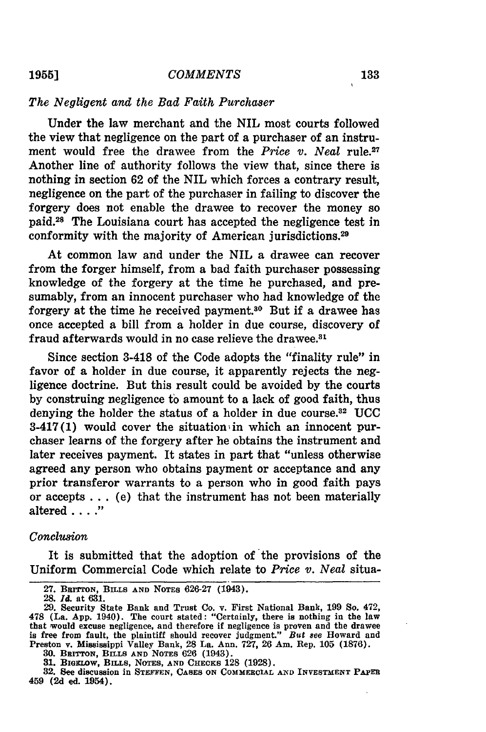### *The Negligent and the Bad Faith Purchaser*

Under the law merchant and the NIL most courts followed the view that negligence on the part of a purchaser of an instrument would free the drawee from the *Price v. Neal* rule.[27] Another line of authority follows the view that, since there is nothing in section 62 of the NIL which forces a contrary result, negligence on the part of the purchaser in failing to discover the forgery does not enable the drawee to recover the money so paid.[28] The Louisiana court has accepted the negligence test in conformity with the majority of American jurisdictions.[29]

At common law and under the NIL a drawee can recover from the forger himself, from a bad faith purchaser possessing knowledge of the forgery at the time he purchased, and presumably, from an innocent purchaser who had knowledge of the forgery at the time he received payment.[30] But if a drawee has once accepted a bill from a holder in due course, discovery of fraud afterwards would in no case relieve the drawee.[31]

Since section 3-418 of the Code adopts the "finality rule" in favor of a holder in due course, it apparently rejects the negligence doctrine. But this result could be avoided by the courts by construing negligence to amount to a lack of good faith, thus denying the holder the status of a holder in due course.[32] UCC 3-417(1) would cover the situation in which an innocent purchaser learns of the forgery after he obtains the instrument and later receives payment. It states in part that "unless otherwise agreed any person who obtains payment or acceptance and any prior transferor warrants to a person who in good faith pays or accepts . . . (e) that the instrument has not been materially altered . . . ."

### *Conclusion*

It is submitted that the adoption of the provisions of the Uniform Commercial Code which relate to *Price v. Neal* situa-

---

27. BRITTON, BILLS AND NOTES 626-27 (1943).

28. *Id.* at 631.

29. Security State Bank and Trust Co. v. First National Bank, 199 So. 472, 478 (La. App. 1940). The court stated: "Certainly, there is nothing in the law that would excuse negligence, and therefore if negligence is proven and the drawee is free from fault, the plaintiff should recover judgment." *But see* Howard and Preston v. Mississippi Valley Bank, 28 La. Ann. 727, 26 Am. Rep. 105 (1876).

30. BRITTON, BILLS AND NOTES 626 (1943).

31. BIGELOW, BILLS, NOTES, AND CHECKS 128 (1928).

32. See discussion in STEFFEN, CASES ON COMMERCIAL AND INVESTMENT PAPER 459 (2d ed. 1954).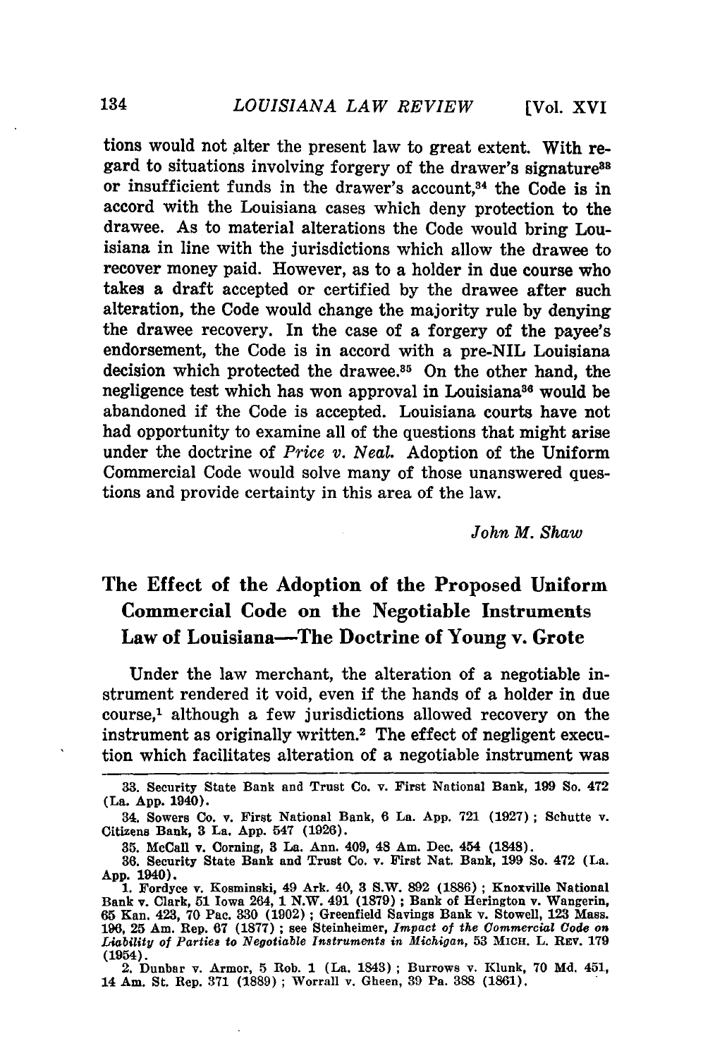tions would not alter the present law to great extent. With regard to situations involving forgery of the drawer's signature[33] or insufficient funds in the drawer's account,[34] the Code is in accord with the Louisiana cases which deny protection to the drawee. As to material alterations the Code would bring Louisiana in line with the jurisdictions which allow the drawee to recover money paid. However, as to a holder in due course who takes a draft accepted or certified by the drawee after such alteration, the Code would change the majority rule by denying the drawee recovery. In the case of a forgery of the payee's endorsement, the Code is in accord with a pre-NIL Louisiana decision which protected the drawee.[35] On the other hand, the negligence test which has won approval in Louisiana[36] would be abandoned if the Code is accepted. Louisiana courts have not had opportunity to examine all of the questions that might arise under the doctrine of *Price v. Neal.* Adoption of the Uniform Commercial Code would solve many of those unanswered questions and provide certainty in this area of the law.

*John M. Shaw*

## The Effect of the Adoption of the Proposed Uniform Commercial Code on the Negotiable Instruments Law of Louisiana—The Doctrine of Young v. Grote

Under the law merchant, the alteration of a negotiable instrument rendered it void, even if the hands of a holder in due course,[1] although a few jurisdictions allowed recovery on the instrument as originally written.[2] The effect of negligent execution which facilitates alteration of a negotiable instrument was

33. Security State Bank and Trust Co. v. First National Bank, 199 So. 472 (La. App. 1940).

34. Sowers Co. v. First National Bank, 6 La. App. 721 (1927); Schutte v. Citizens Bank, 3 La. App. 547 (1926).

35. McCall v. Corning, 3 La. Ann. 409, 48 Am. Dec. 454 (1848).

36. Security State Bank and Trust Co. v. First Nat. Bank, 199 So. 472 (La. App. 1940).

1. Fordyce v. Kosminski, 49 Ark. 40, 3 S.W. 892 (1886); Knoxville National Bank v. Clark, 51 Iowa 264, 1 N.W. 491 (1879); Bank of Herington v. Wangerin, 65 Kan. 423, 70 Pac. 330 (1902); Greenfield Savings Bank v. Stowell, 123 Mass. 196, 25 Am. Rep. 67 (1877); see Steinheimer, *Impact of the Commercial Code on Liability of Parties to Negotiable Instruments in Michigan*, 53 MICH. L. REV. 179 (1954).

2. Dunbar v. Armor, 5 Rob. 1 (La. 1843); Burrows v. Klunk, 70 Md. 451, 14 Am. St. Rep. 371 (1889); Worrall v. Gheen, 39 Pa. 388 (1861).